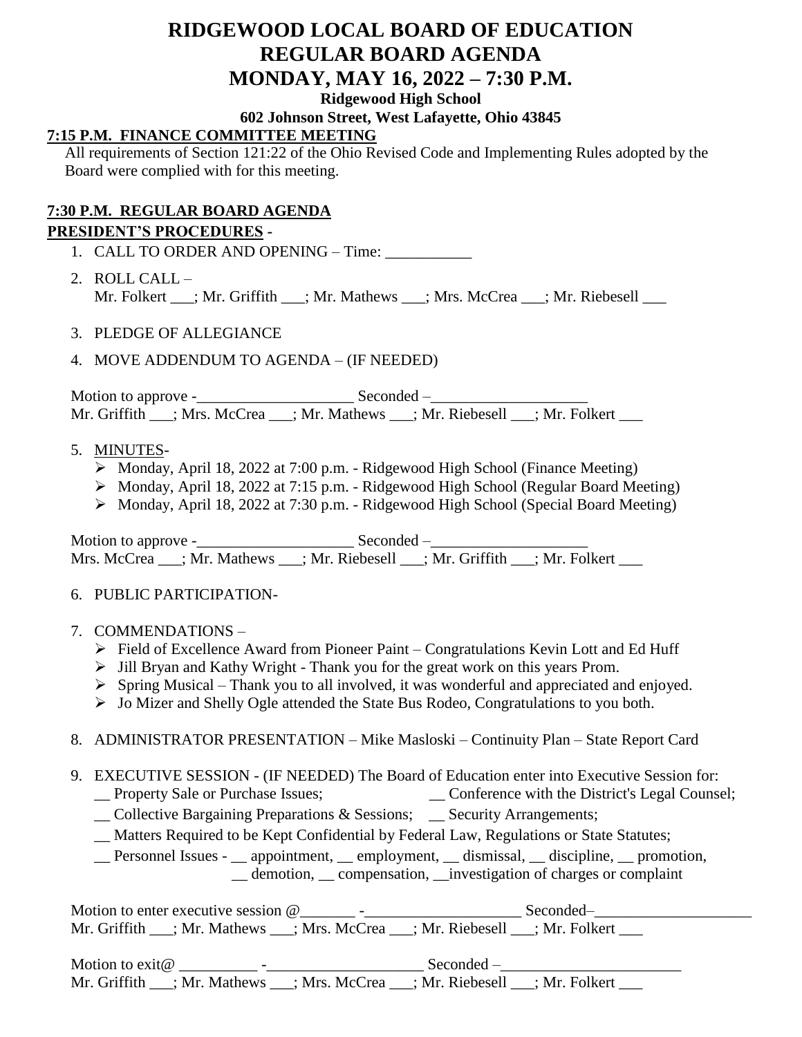# RIDGEWOOD LOCAL BOARD OF EDUCATION
# REGULAR BOARD AGENDA
# MONDAY, MAY 16, 2022 – 7:30 P.M.

**Ridgewood High School**

**602 Johnson Street, West Lafayette, Ohio 43845**

**7:15 P.M. FINANCE COMMITTEE MEETING**

All requirements of Section 121:22 of the Ohio Revised Code and Implementing Rules adopted by the Board were complied with for this meeting.

**7:30 P.M. REGULAR BOARD AGENDA**

**PRESIDENT'S PROCEDURES -**

1. CALL TO ORDER AND OPENING – Time: ___________

2. ROLL CALL –
   Mr. Folkert ___; Mr. Griffith ___; Mr. Mathews ___; Mrs. McCrea ___; Mr. Riebesell ___

3. PLEDGE OF ALLEGIANCE

4. MOVE ADDENDUM TO AGENDA – (IF NEEDED)

   Motion to approve -____________________ Seconded –____________________
   Mr. Griffith ___; Mrs. McCrea ___; Mr. Mathews ___; Mr. Riebesell ___; Mr. Folkert ___

5. MINUTES-
   - Monday, April 18, 2022 at 7:00 p.m. - Ridgewood High School (Finance Meeting)
   - Monday, April 18, 2022 at 7:15 p.m. - Ridgewood High School (Regular Board Meeting)
   - Monday, April 18, 2022 at 7:30 p.m. - Ridgewood High School (Special Board Meeting)

   Motion to approve -____________________ Seconded –____________________
   Mrs. McCrea ___; Mr. Mathews ___; Mr. Riebesell ___; Mr. Griffith ___; Mr. Folkert ___

6. PUBLIC PARTICIPATION-

7. COMMENDATIONS –
   - Field of Excellence Award from Pioneer Paint – Congratulations Kevin Lott and Ed Huff
   - Jill Bryan and Kathy Wright - Thank you for the great work on this years Prom.
   - Spring Musical – Thank you to all involved, it was wonderful and appreciated and enjoyed.
   - Jo Mizer and Shelly Ogle attended the State Bus Rodeo, Congratulations to you both.

8. ADMINISTRATOR PRESENTATION – Mike Masloski – Continuity Plan – State Report Card

9. EXECUTIVE SESSION - (IF NEEDED) The Board of Education enter into Executive Session for:
   __ Property Sale or Purchase Issues; __ Conference with the District's Legal Counsel;
   __ Collective Bargaining Preparations & Sessions; __ Security Arrangements;
   __ Matters Required to be Kept Confidential by Federal Law, Regulations or State Statutes;
   __ Personnel Issues - __ appointment, __ employment, __ dismissal, __ discipline, __ promotion, __ demotion, __ compensation, __investigation of charges or complaint

   Motion to enter executive session @_______ -____________________ Seconded–____________________
   Mr. Griffith ___; Mr. Mathews ___; Mrs. McCrea ___; Mr. Riebesell ___; Mr. Folkert ___

   Motion to exit@ __________ -____________________ Seconded –_______________________
   Mr. Griffith ___; Mr. Mathews ___; Mrs. McCrea ___; Mr. Riebesell ___; Mr. Folkert ___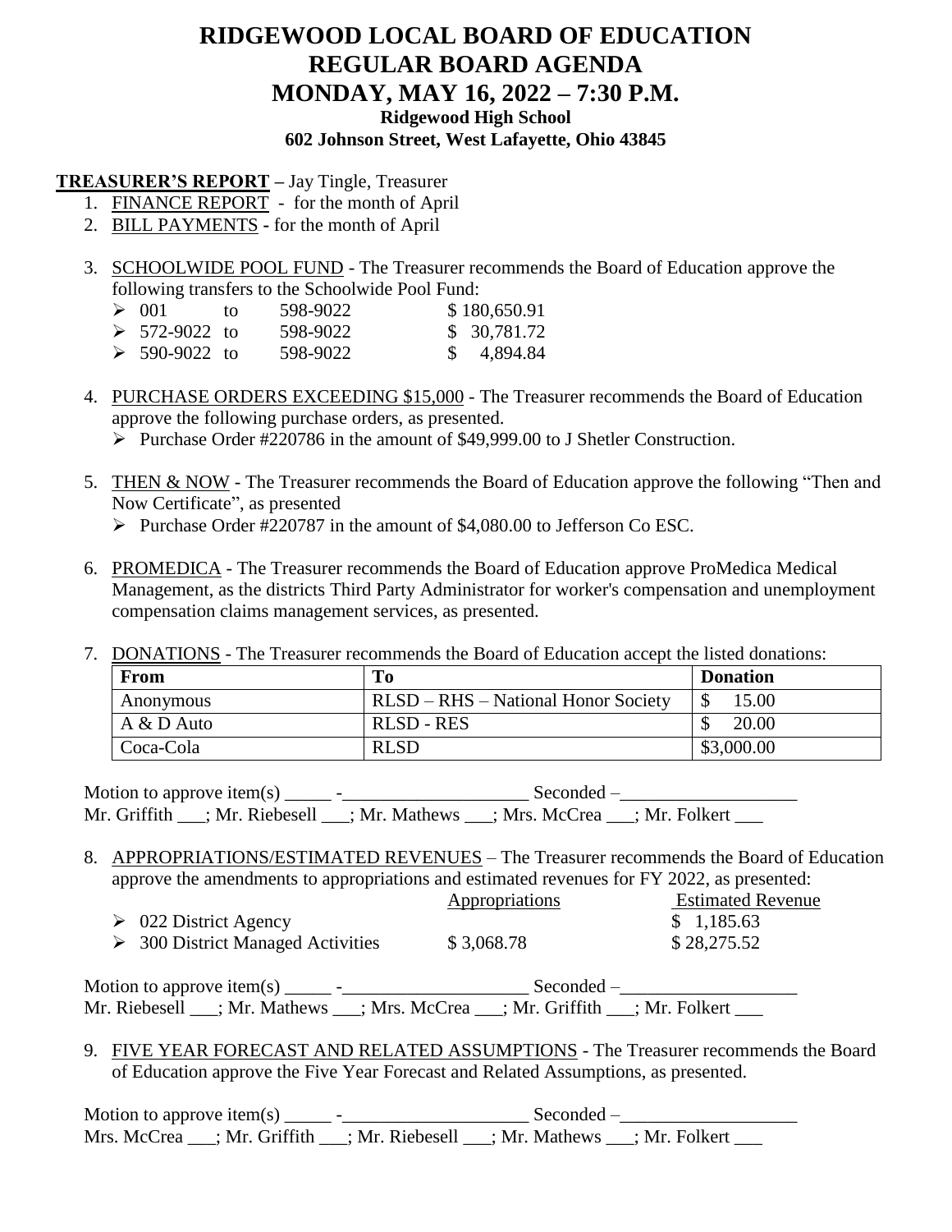# RIDGEWOOD LOCAL BOARD OF EDUCATION
# REGULAR BOARD AGENDA
# MONDAY, MAY 16, 2022 – 7:30 P.M.

**Ridgewood High School**
**602 Johnson Street, West Lafayette, Ohio 43845**

**TREASURER'S REPORT** – Jay Tingle, Treasurer

1. FINANCE REPORT - for the month of April
2. BILL PAYMENTS - for the month of April
3. SCHOOLWIDE POOL FUND - The Treasurer recommends the Board of Education approve the following transfers to the Schoolwide Pool Fund:
   - 001 to 598-9022 $ 180,650.91
   - 572-9022 to 598-9022 $ 30,781.72
   - 590-9022 to 598-9022 $ 4,894.84
4. PURCHASE ORDERS EXCEEDING $15,000 - The Treasurer recommends the Board of Education approve the following purchase orders, as presented.
   - Purchase Order #220786 in the amount of $49,999.00 to J Shetler Construction.
5. THEN & NOW - The Treasurer recommends the Board of Education approve the following "Then and Now Certificate", as presented
   - Purchase Order #220787 in the amount of $4,080.00 to Jefferson Co ESC.
6. PROMEDICA - The Treasurer recommends the Board of Education approve ProMedica Medical Management, as the districts Third Party Administrator for worker's compensation and unemployment compensation claims management services, as presented.
7. DONATIONS - The Treasurer recommends the Board of Education accept the listed donations:

| From | To | Donation |
|---|---|---|
| Anonymous | RLSD – RHS – National Honor Society | $ 15.00 |
| A & D Auto | RLSD - RES | $ 20.00 |
| Coca-Cola | RLSD | $3,000.00 |

Motion to approve item(s) _____ -____________________ Seconded –___________________
Mr. Griffith ___; Mr. Riebesell ___; Mr. Mathews ___; Mrs. McCrea ___; Mr. Folkert ___

8. APPROPRIATIONS/ESTIMATED REVENUES – The Treasurer recommends the Board of Education approve the amendments to appropriations and estimated revenues for FY 2022, as presented:

| | Appropriations | Estimated Revenue |
|---|---|---|
| 022 District Agency | | $ 1,185.63 |
| 300 District Managed Activities | $ 3,068.78 | $ 28,275.52 |

Motion to approve item(s) _____ -____________________ Seconded –___________________
Mr. Riebesell ___; Mr. Mathews ___; Mrs. McCrea ___; Mr. Griffith ___; Mr. Folkert ___

9. FIVE YEAR FORECAST AND RELATED ASSUMPTIONS - The Treasurer recommends the Board of Education approve the Five Year Forecast and Related Assumptions, as presented.

Motion to approve item(s) _____ -____________________ Seconded –___________________
Mrs. McCrea ___; Mr. Griffith ___; Mr. Riebesell ___; Mr. Mathews ___; Mr. Folkert ___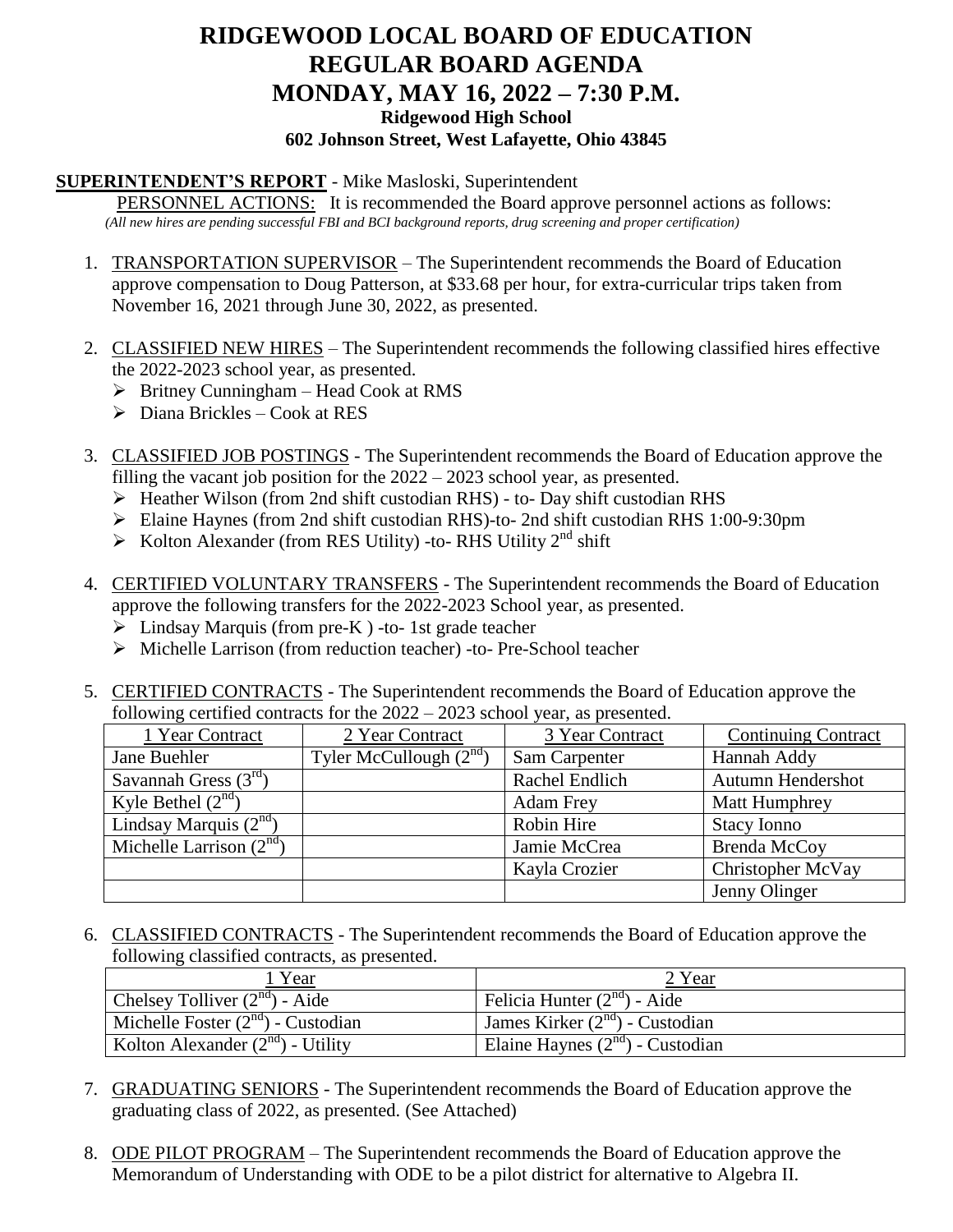# RIDGEWOOD LOCAL BOARD OF EDUCATION
# REGULAR BOARD AGENDA
# MONDAY, MAY 16, 2022 – 7:30 P.M.

**Ridgewood High School**
**602 Johnson Street, West Lafayette, Ohio 43845**

**SUPERINTENDENT'S REPORT** - Mike Masloski, Superintendent

PERSONNEL ACTIONS: It is recommended the Board approve personnel actions as follows:
*(All new hires are pending successful FBI and BCI background reports, drug screening and proper certification)*

1. TRANSPORTATION SUPERVISOR – The Superintendent recommends the Board of Education approve compensation to Doug Patterson, at $33.68 per hour, for extra-curricular trips taken from November 16, 2021 through June 30, 2022, as presented.

2. CLASSIFIED NEW HIRES – The Superintendent recommends the following classified hires effective the 2022-2023 school year, as presented.
   - Britney Cunningham – Head Cook at RMS
   - Diana Brickles – Cook at RES

3. CLASSIFIED JOB POSTINGS - The Superintendent recommends the Board of Education approve the filling the vacant job position for the 2022 – 2023 school year, as presented.
   - Heather Wilson (from 2nd shift custodian RHS) - to- Day shift custodian RHS
   - Elaine Haynes (from 2nd shift custodian RHS)-to- 2nd shift custodian RHS 1:00-9:30pm
   - Kolton Alexander (from RES Utility) -to- RHS Utility 2nd shift

4. CERTIFIED VOLUNTARY TRANSFERS - The Superintendent recommends the Board of Education approve the following transfers for the 2022-2023 School year, as presented.
   - Lindsay Marquis (from pre-K ) -to- 1st grade teacher
   - Michelle Larrison (from reduction teacher) -to- Pre-School teacher

5. CERTIFIED CONTRACTS - The Superintendent recommends the Board of Education approve the following certified contracts for the 2022 – 2023 school year, as presented.

| 1 Year Contract | 2 Year Contract | 3 Year Contract | Continuing Contract |
|---|---|---|---|
| Jane Buehler | Tyler McCullough (2nd) | Sam Carpenter | Hannah Addy |
| Savannah Gress (3rd) | | Rachel Endlich | Autumn Hendershot |
| Kyle Bethel (2nd) | | Adam Frey | Matt Humphrey |
| Lindsay Marquis (2nd) | | Robin Hire | Stacy Ionno |
| Michelle Larrison (2nd) | | Jamie McCrea | Brenda McCoy |
| | | Kayla Crozier | Christopher McVay |
| | | | Jenny Olinger |

6. CLASSIFIED CONTRACTS - The Superintendent recommends the Board of Education approve the following classified contracts, as presented.

| 1 Year | 2 Year |
|---|---|
| Chelsey Tolliver (2nd) - Aide | Felicia Hunter (2nd) - Aide |
| Michelle Foster (2nd) - Custodian | James Kirker (2nd) - Custodian |
| Kolton Alexander (2nd) - Utility | Elaine Haynes (2nd) - Custodian |

7. GRADUATING SENIORS - The Superintendent recommends the Board of Education approve the graduating class of 2022, as presented. (See Attached)

8. ODE PILOT PROGRAM – The Superintendent recommends the Board of Education approve the Memorandum of Understanding with ODE to be a pilot district for alternative to Algebra II.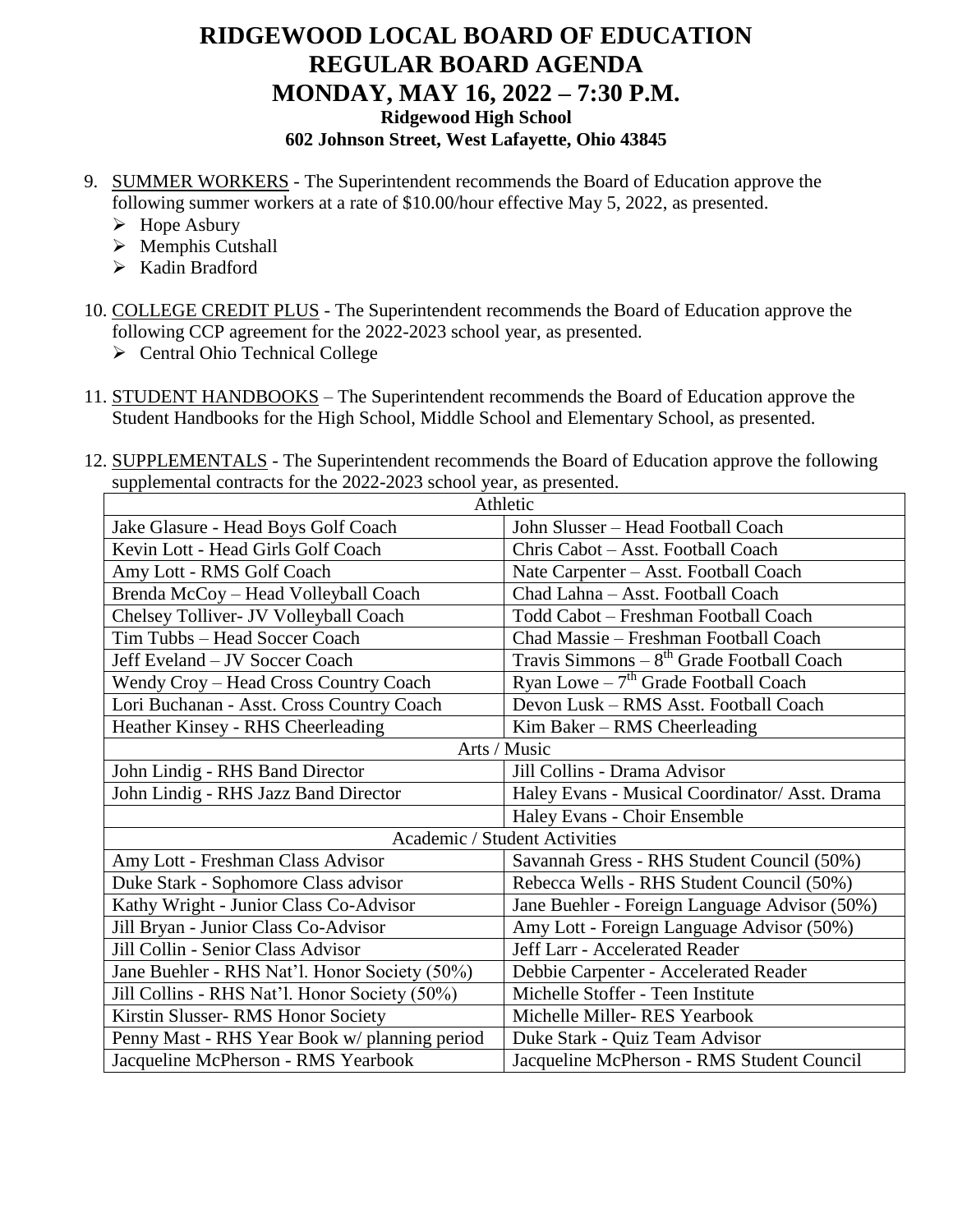# RIDGEWOOD LOCAL BOARD OF EDUCATION
# REGULAR BOARD AGENDA
# MONDAY, MAY 16, 2022 – 7:30 P.M.
### Ridgewood High School
### 602 Johnson Street, West Lafayette, Ohio 43845

9. SUMMER WORKERS - The Superintendent recommends the Board of Education approve the following summer workers at a rate of $10.00/hour effective May 5, 2022, as presented.
   - Hope Asbury
   - Memphis Cutshall
   - Kadin Bradford

10. COLLEGE CREDIT PLUS - The Superintendent recommends the Board of Education approve the following CCP agreement for the 2022-2023 school year, as presented.
    - Central Ohio Technical College

11. STUDENT HANDBOOKS – The Superintendent recommends the Board of Education approve the Student Handbooks for the High School, Middle School and Elementary School, as presented.

12. SUPPLEMENTALS - The Superintendent recommends the Board of Education approve the following supplemental contracts for the 2022-2023 school year, as presented.

| Athletic | |
|---|---|
| Jake Glasure - Head Boys Golf Coach | John Slusser – Head Football Coach |
| Kevin Lott - Head Girls Golf Coach | Chris Cabot – Asst. Football Coach |
| Amy Lott - RMS Golf Coach | Nate Carpenter – Asst. Football Coach |
| Brenda McCoy – Head Volleyball Coach | Chad Lahna – Asst. Football Coach |
| Chelsey Tolliver- JV Volleyball Coach | Todd Cabot – Freshman Football Coach |
| Tim Tubbs – Head Soccer Coach | Chad Massie – Freshman Football Coach |
| Jeff Eveland – JV Soccer Coach | Travis Simmons – 8th Grade Football Coach |
| Wendy Croy – Head Cross Country Coach | Ryan Lowe – 7th Grade Football Coach |
| Lori Buchanan - Asst. Cross Country Coach | Devon Lusk – RMS Asst. Football Coach |
| Heather Kinsey - RHS Cheerleading | Kim Baker – RMS Cheerleading |
| **Arts / Music** | |
| John Lindig - RHS Band Director | Jill Collins - Drama Advisor |
| John Lindig - RHS Jazz Band Director | Haley Evans - Musical Coordinator/ Asst. Drama |
| | Haley Evans - Choir Ensemble |
| **Academic / Student Activities** | |
| Amy Lott - Freshman Class Advisor | Savannah Gress - RHS Student Council (50%) |
| Duke Stark - Sophomore Class advisor | Rebecca Wells - RHS Student Council (50%) |
| Kathy Wright - Junior Class Co-Advisor | Jane Buehler - Foreign Language Advisor (50%) |
| Jill Bryan - Junior Class Co-Advisor | Amy Lott - Foreign Language Advisor (50%) |
| Jill Collin - Senior Class Advisor | Jeff Larr - Accelerated Reader |
| Jane Buehler - RHS Nat'l. Honor Society (50%) | Debbie Carpenter - Accelerated Reader |
| Jill Collins - RHS Nat'l. Honor Society (50%) | Michelle Stoffer - Teen Institute |
| Kirstin Slusser- RMS Honor Society | Michelle Miller- RES Yearbook |
| Penny Mast - RHS Year Book w/ planning period | Duke Stark - Quiz Team Advisor |
| Jacqueline McPherson - RMS Yearbook | Jacqueline McPherson - RMS Student Council |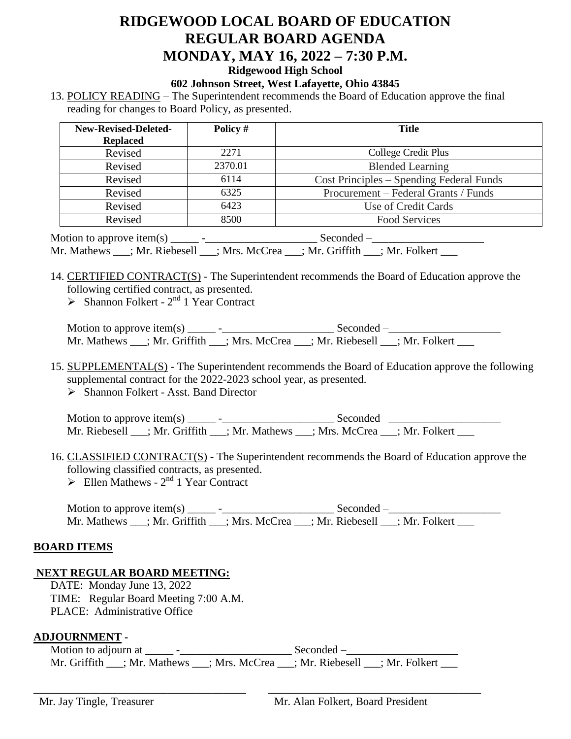# RIDGEWOOD LOCAL BOARD OF EDUCATION
# REGULAR BOARD AGENDA
# MONDAY, MAY 16, 2022 – 7:30 P.M.

**Ridgewood High School**

**602 Johnson Street, West Lafayette, Ohio 43845**

13. POLICY READING – The Superintendent recommends the Board of Education approve the final reading for changes to Board Policy, as presented.

| New-Revised-Deleted-Replaced | Policy # | Title |
|---|---|---|
| Revised | 2271 | College Credit Plus |
| Revised | 2370.01 | Blended Learning |
| Revised | 6114 | Cost Principles – Spending Federal Funds |
| Revised | 6325 | Procurement – Federal Grants / Funds |
| Revised | 6423 | Use of Credit Cards |
| Revised | 8500 | Food Services |

Motion to approve item(s) _____ -____________________ Seconded –____________________
Mr. Mathews ___; Mr. Riebesell ___; Mrs. McCrea ___; Mr. Griffith ___; Mr. Folkert ___

14. CERTIFIED CONTRACT(S) - The Superintendent recommends the Board of Education approve the following certified contract, as presented.
    - Shannon Folkert - 2nd 1 Year Contract

    Motion to approve item(s) _____ -____________________ Seconded –____________________
    Mr. Mathews ___; Mr. Griffith ___; Mrs. McCrea ___; Mr. Riebesell ___; Mr. Folkert ___

15. SUPPLEMENTAL(S) - The Superintendent recommends the Board of Education approve the following supplemental contract for the 2022-2023 school year, as presented.
    - Shannon Folkert - Asst. Band Director

    Motion to approve item(s) _____ -____________________ Seconded –____________________
    Mr. Riebesell ___; Mr. Griffith ___; Mr. Mathews ___; Mrs. McCrea ___; Mr. Folkert ___

16. CLASSIFIED CONTRACT(S) - The Superintendent recommends the Board of Education approve the following classified contracts, as presented.
    - Ellen Mathews - 2nd 1 Year Contract

    Motion to approve item(s) _____ -____________________ Seconded –____________________
    Mr. Mathews ___; Mr. Griffith ___; Mrs. McCrea ___; Mr. Riebesell ___; Mr. Folkert ___

## BOARD ITEMS

## NEXT REGULAR BOARD MEETING:

DATE: Monday June 13, 2022
TIME: Regular Board Meeting 7:00 A.M.
PLACE: Administrative Office

## ADJOURNMENT -

Motion to adjourn at _____ -____________________ Seconded –____________________
Mr. Griffith ___; Mr. Mathews ___; Mrs. McCrea ___; Mr. Riebesell ___; Mr. Folkert ___

______________________________________ ______________________________________
Mr. Jay Tingle, Treasurer Mr. Alan Folkert, Board President